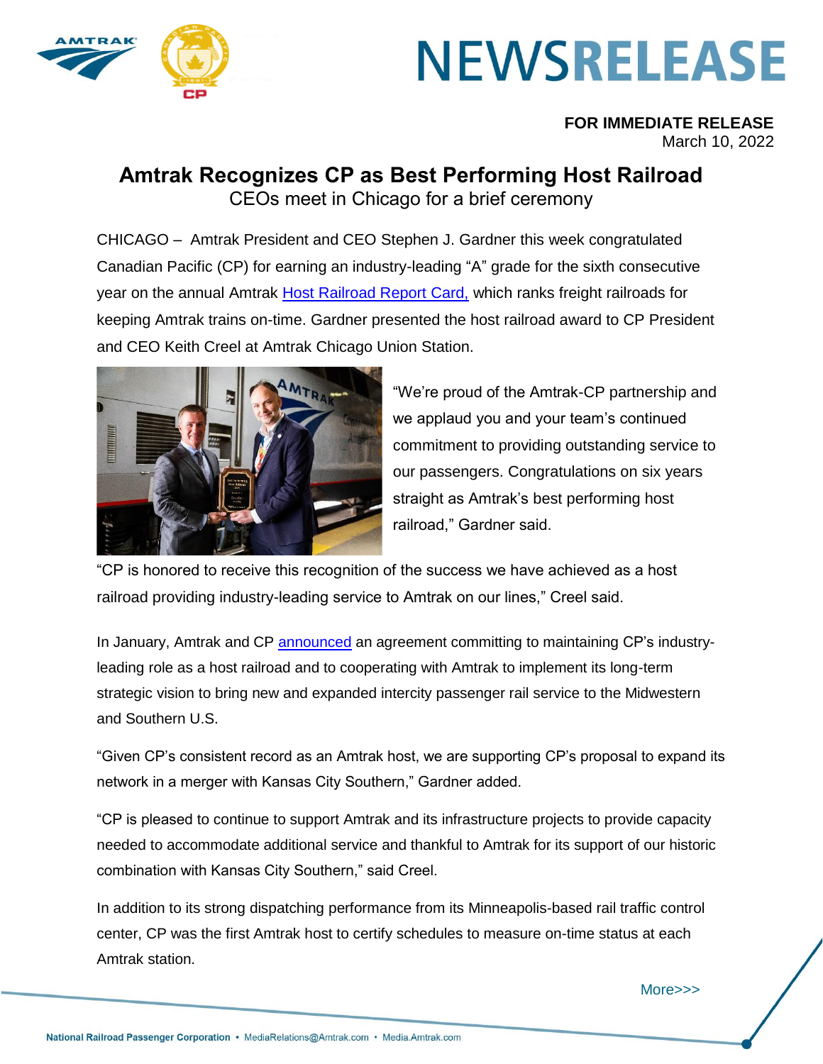# NEWSRELEASE

**FOR IMMEDIATE RELEASE**
March 10, 2022

## Amtrak Recognizes CP as Best Performing Host Railroad

CEOs meet in Chicago for a brief ceremony

CHICAGO – Amtrak President and CEO Stephen J. Gardner this week congratulated Canadian Pacific (CP) for earning an industry-leading "A" grade for the sixth consecutive year on the annual Amtrak Host Railroad Report Card, which ranks freight railroads for keeping Amtrak trains on-time. Gardner presented the host railroad award to CP President and CEO Keith Creel at Amtrak Chicago Union Station.

"We're proud of the Amtrak-CP partnership and we applaud you and your team's continued commitment to providing outstanding service to our passengers. Congratulations on six years straight as Amtrak's best performing host railroad," Gardner said.

"CP is honored to receive this recognition of the success we have achieved as a host railroad providing industry-leading service to Amtrak on our lines," Creel said.

In January, Amtrak and CP announced an agreement committing to maintaining CP's industry-leading role as a host railroad and to cooperating with Amtrak to implement its long-term strategic vision to bring new and expanded intercity passenger rail service to the Midwestern and Southern U.S.

"Given CP's consistent record as an Amtrak host, we are supporting CP's proposal to expand its network in a merger with Kansas City Southern," Gardner added.

"CP is pleased to continue to support Amtrak and its infrastructure projects to provide capacity needed to accommodate additional service and thankful to Amtrak for its support of our historic combination with Kansas City Southern," said Creel.

In addition to its strong dispatching performance from its Minneapolis-based rail traffic control center, CP was the first Amtrak host to certify schedules to measure on-time status at each Amtrak station.

More>>>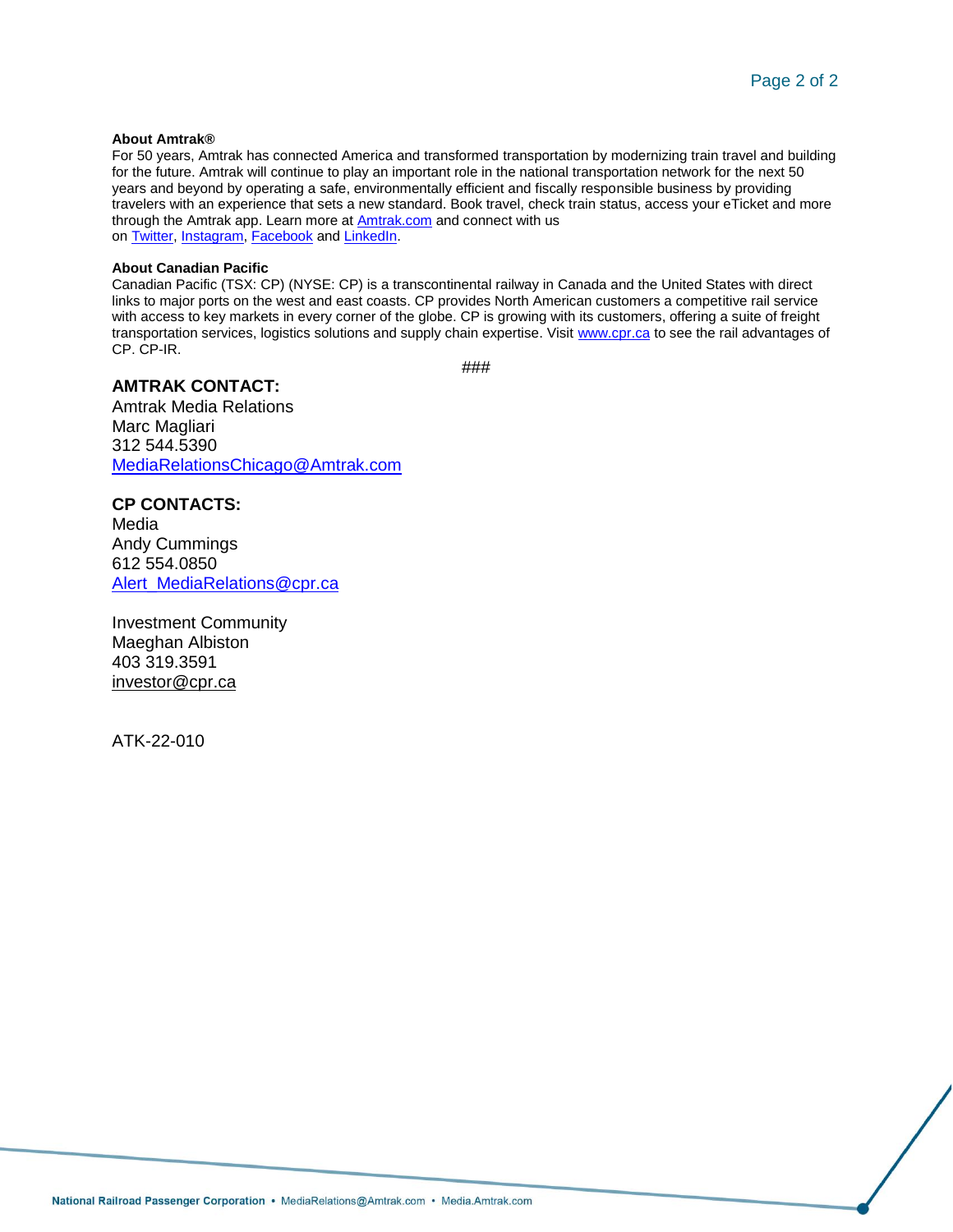**About Amtrak®**

For 50 years, Amtrak has connected America and transformed transportation by modernizing train travel and building for the future. Amtrak will continue to play an important role in the national transportation network for the next 50 years and beyond by operating a safe, environmentally efficient and fiscally responsible business by providing travelers with an experience that sets a new standard. Book travel, check train status, access your eTicket and more through the Amtrak app. Learn more at Amtrak.com and connect with us on Twitter, Instagram, Facebook and LinkedIn.

**About Canadian Pacific**

Canadian Pacific (TSX: CP) (NYSE: CP) is a transcontinental railway in Canada and the United States with direct links to major ports on the west and east coasts. CP provides North American customers a competitive rail service with access to key markets in every corner of the globe. CP is growing with its customers, offering a suite of freight transportation services, logistics solutions and supply chain expertise. Visit www.cpr.ca to see the rail advantages of CP. CP-IR.

###

**AMTRAK CONTACT:**

Amtrak Media Relations
Marc Magliari
312 544.5390
MediaRelationsChicago@Amtrak.com

**CP CONTACTS:**

Media
Andy Cummings
612 554.0850
Alert_MediaRelations@cpr.ca

Investment Community
Maeghan Albiston
403 319.3591
investor@cpr.ca

ATK-22-010